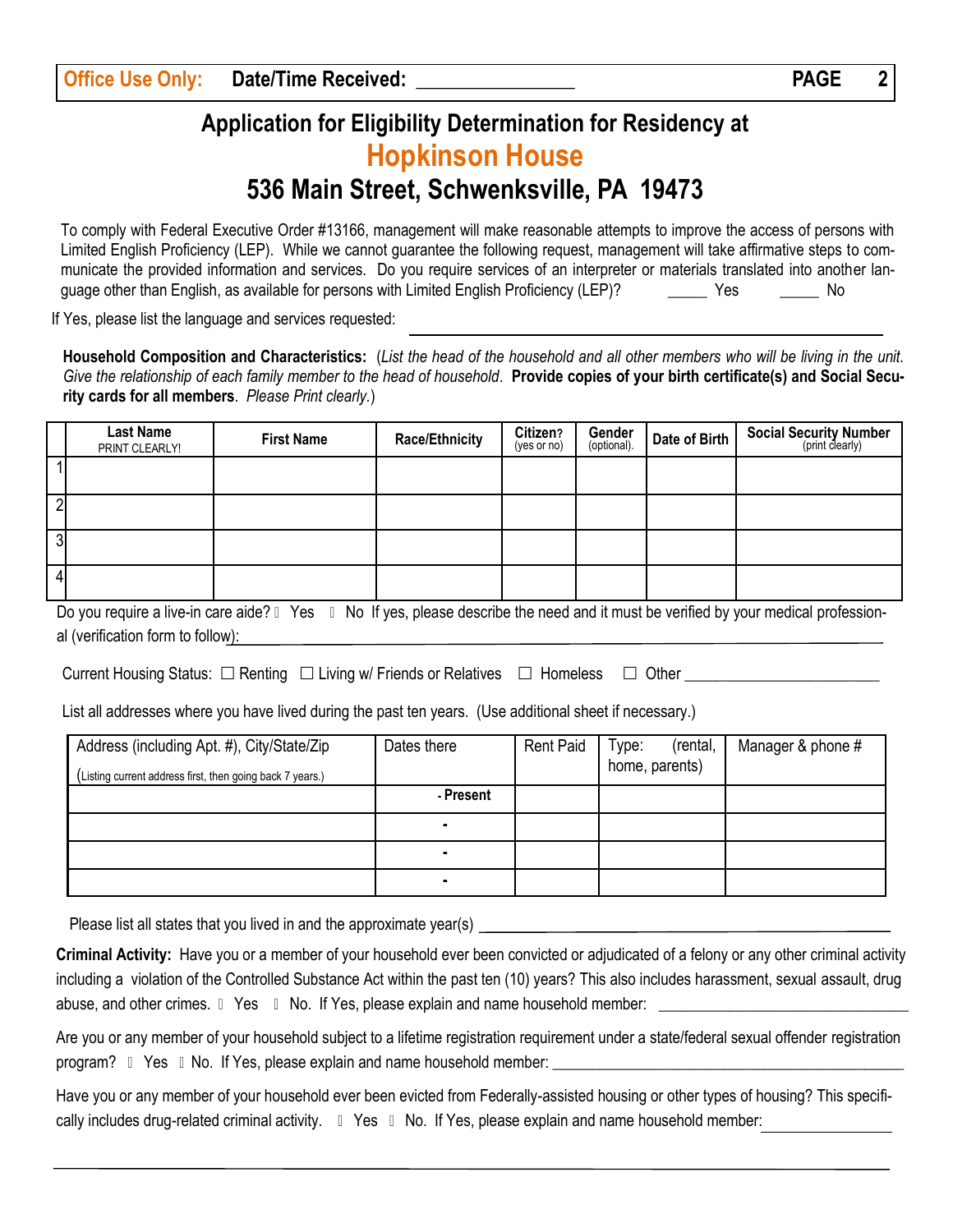**Office Use Only:** **Date/Time Received:** _______________

# Application for Eligibility Determination for Residency at

# Hopkinson House

## 536 Main Street, Schwenksville, PA 19473

To comply with Federal Executive Order #13166, management will make reasonable attempts to improve the access of persons with Limited English Proficiency (LEP). While we cannot guarantee the following request, management will take affirmative steps to communicate the provided information and services. Do you require services of an interpreter or materials translated into another language other than English, as available for persons with Limited English Proficiency (LEP)? _____ Yes _____ No

If Yes, please list the language and services requested: ______________________________

**Household Composition and Characteristics:** (*List the head of the household and all other members who will be living in the unit. Give the relationship of each family member to the head of household*. **Provide copies of your birth certificate(s) and Social Security cards for all members**. *Please Print clearly.*)

| | Last Name PRINT CLEARLY! | First Name | Race/Ethnicity | Citizen? (yes or no) | Gender (optional). | Date of Birth | Social Security Number (print clearly) |
|---|---|---|---|---|---|---|---|
| 1 | | | | | | | |
| 2 | | | | | | | |
| 3 | | | | | | | |
| 4 | | | | | | | |

Do you require a live-in care aide? ☐ Yes ☐ No If yes, please describe the need and it must be verified by your medical professional (verification form to follow): ______________________________

Current Housing Status: ☐ Renting ☐ Living w/ Friends or Relatives ☐ Homeless ☐ Other ______________________

List all addresses where you have lived during the past ten years. (Use additional sheet if necessary.)

| Address (including Apt. #), City/State/Zip (Listing current address first, then going back 7 years.) | Dates there | Rent Paid | Type: (rental, home, parents) | Manager & phone # |
|---|---|---|---|---|
| | - Present | | | |
| | - | | | |
| | - | | | |
| | - | | | |

Please list all states that you lived in and the approximate year(s) ______________________________

**Criminal Activity:** Have you or a member of your household ever been convicted or adjudicated of a felony or any other criminal activity including a violation of the Controlled Substance Act within the past ten (10) years? This also includes harassment, sexual assault, drug abuse, and other crimes. ☐ Yes ☐ No. If Yes, please explain and name household member: ______________________________

Are you or any member of your household subject to a lifetime registration requirement under a state/federal sexual offender registration program? ☐ Yes ☐ No. If Yes, please explain and name household member: ______________________________

Have you or any member of your household ever been evicted from Federally-assisted housing or other types of housing? This specifically includes drug-related criminal activity. ☐ Yes ☐ No. If Yes, please explain and name household member: ______________________________

______________________________________________________________________________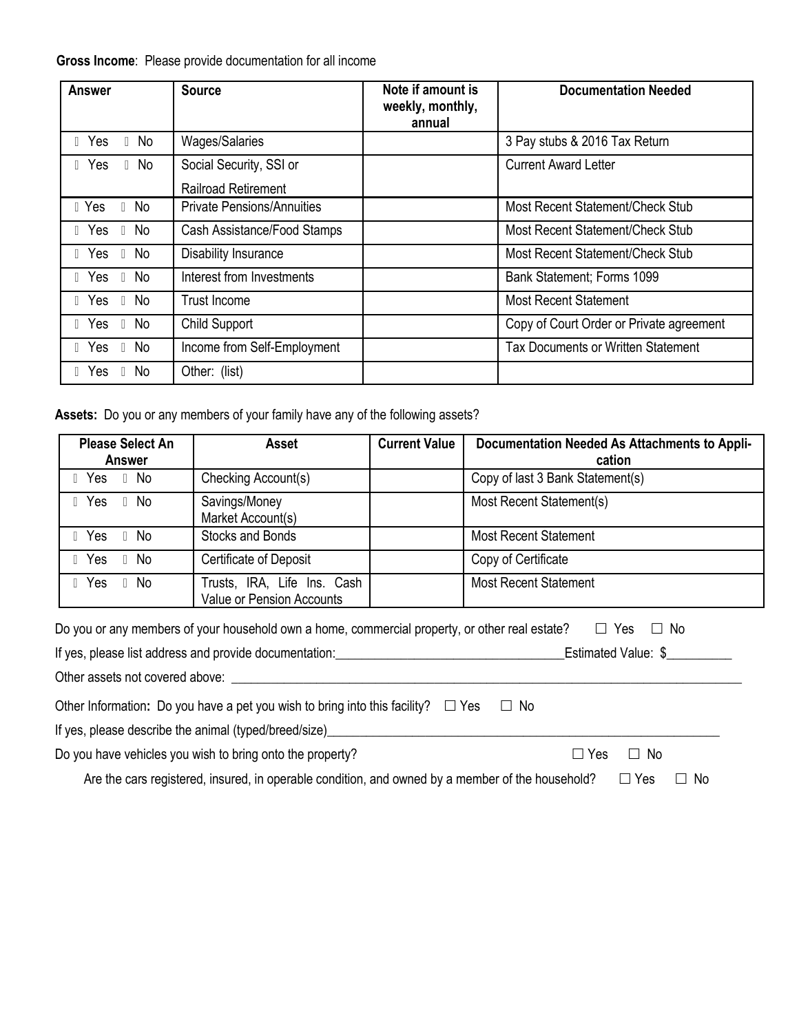**Gross Income**: Please provide documentation for all income

| Answer | Source | Note if amount is weekly, monthly, annual | Documentation Needed |
|---|---|---|---|
| ☐ Yes ☐ No | Wages/Salaries | | 3 Pay stubs & 2016 Tax Return |
| ☐ Yes ☐ No | Social Security, SSI or Railroad Retirement | | Current Award Letter |
| ☐ Yes ☐ No | Private Pensions/Annuities | | Most Recent Statement/Check Stub |
| ☐ Yes ☐ No | Cash Assistance/Food Stamps | | Most Recent Statement/Check Stub |
| ☐ Yes ☐ No | Disability Insurance | | Most Recent Statement/Check Stub |
| ☐ Yes ☐ No | Interest from Investments | | Bank Statement; Forms 1099 |
| ☐ Yes ☐ No | Trust Income | | Most Recent Statement |
| ☐ Yes ☐ No | Child Support | | Copy of Court Order or Private agreement |
| ☐ Yes ☐ No | Income from Self-Employment | | Tax Documents or Written Statement |
| ☐ Yes ☐ No | Other: (list) | | |

**Assets:** Do you or any members of your family have any of the following assets?

| Please Select An Answer | Asset | Current Value | Documentation Needed As Attachments to Application |
|---|---|---|---|
| ☐ Yes ☐ No | Checking Account(s) | | Copy of last 3 Bank Statement(s) |
| ☐ Yes ☐ No | Savings/Money Market Account(s) | | Most Recent Statement(s) |
| ☐ Yes ☐ No | Stocks and Bonds | | Most Recent Statement |
| ☐ Yes ☐ No | Certificate of Deposit | | Copy of Certificate |
| ☐ Yes ☐ No | Trusts, IRA, Life Ins. Cash Value or Pension Accounts | | Most Recent Statement |

Do you or any members of your household own a home, commercial property, or other real estate? ☐ Yes ☐ No

If yes, please list address and provide documentation:___________________________________Estimated Value: $__________

Other assets not covered above: ________________________________________________________________________________

Other Information**:** Do you have a pet you wish to bring into this facility? ☐ Yes ☐ No

If yes, please describe the animal (typed/breed/size)____________________________________________________________

Do you have vehicles you wish to bring onto the property? ☐ Yes ☐ No

Are the cars registered, insured, in operable condition, and owned by a member of the household? ☐ Yes ☐ No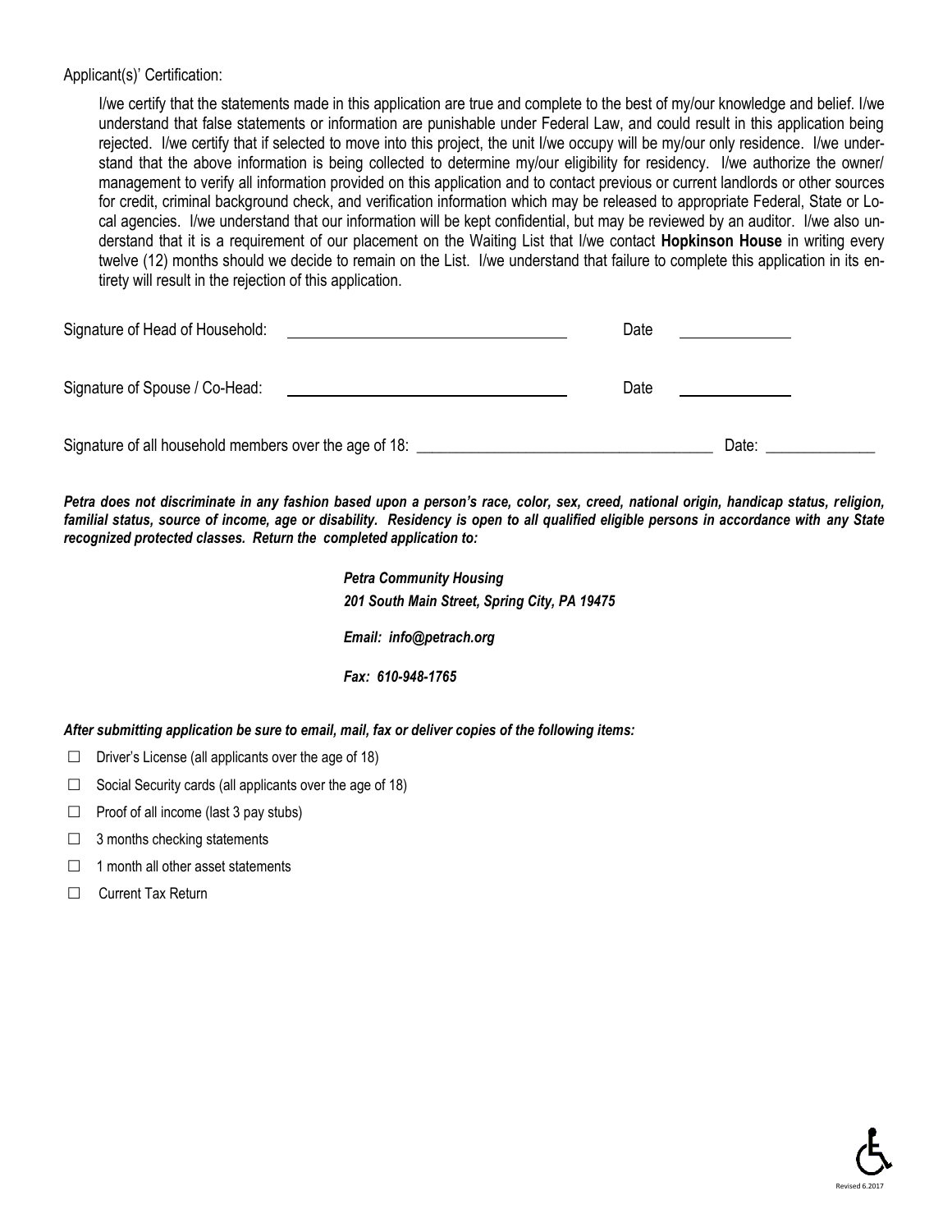Applicant(s)' Certification:

I/we certify that the statements made in this application are true and complete to the best of my/our knowledge and belief. I/we understand that false statements or information are punishable under Federal Law, and could result in this application being rejected. I/we certify that if selected to move into this project, the unit I/we occupy will be my/our only residence. I/we understand that the above information is being collected to determine my/our eligibility for residency. I/we authorize the owner/ management to verify all information provided on this application and to contact previous or current landlords or other sources for credit, criminal background check, and verification information which may be released to appropriate Federal, State or Local agencies. I/we understand that our information will be kept confidential, but may be reviewed by an auditor. I/we also understand that it is a requirement of our placement on the Waiting List that I/we contact **Hopkinson House** in writing every twelve (12) months should we decide to remain on the List. I/we understand that failure to complete this application in its entirety will result in the rejection of this application.

Signature of Head of Household: ______________________________ Date ____________

Signature of Spouse / Co-Head: ______________________________ Date ____________

Signature of all household members over the age of 18: ______________________________ Date: ____________

***Petra does not discriminate in any fashion based upon a person's race, color, sex, creed, national origin, handicap status, religion, familial status, source of income, age or disability. Residency is open to all qualified eligible persons in accordance with any State recognized protected classes. Return the completed application to:***

***Petra Community Housing***
***201 South Main Street, Spring City, PA 19475***

***Email: info@petrach.org***

***Fax: 610-948-1765***

***After submitting application be sure to email, mail, fax or deliver copies of the following items:***

- ☐ Driver's License (all applicants over the age of 18)
- ☐ Social Security cards (all applicants over the age of 18)
- ☐ Proof of all income (last 3 pay stubs)
- ☐ 3 months checking statements
- ☐ 1 month all other asset statements
- ☐ Current Tax Return

Revised 6.2017